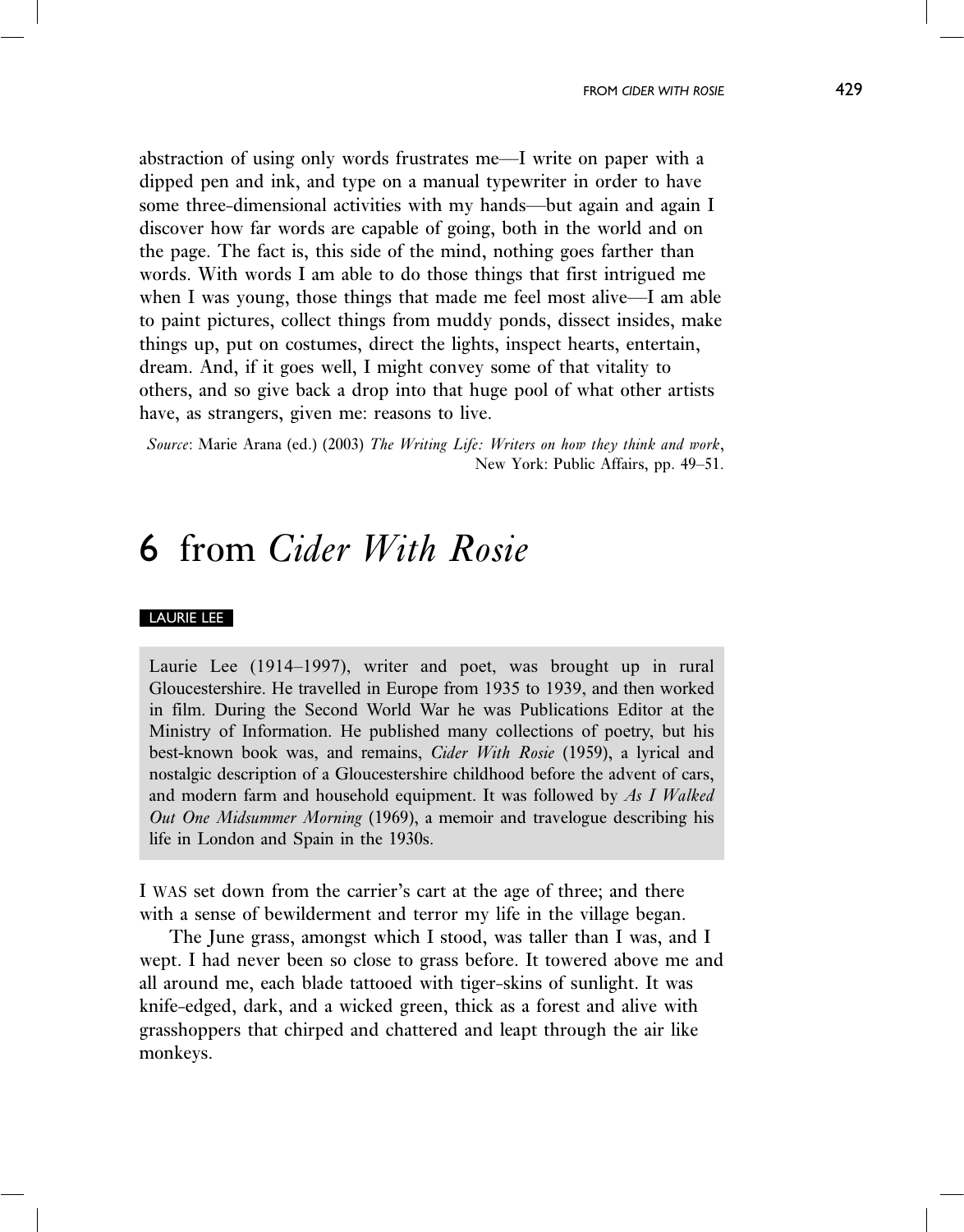abstraction of using only words frustrates me—I write on paper with a dipped pen and ink, and type on a manual typewriter in order to have some three-dimensional activities with my hands—but again and again I discover how far words are capable of going, both in the world and on the page. The fact is, this side of the mind, nothing goes farther than words. With words I am able to do those things that first intrigued me when I was young, those things that made me feel most alive—I am able to paint pictures, collect things from muddy ponds, dissect insides, make things up, put on costumes, direct the lights, inspect hearts, entertain, dream. And, if it goes well, I might convey some of that vitality to others, and so give back a drop into that huge pool of what other artists have, as strangers, given me: reasons to live.

*Source*: Marie Arana (ed.) (2003) *The Writing Life: Writers on how they think and work*, New York: Public Affairs, pp. 49–51.

# 6 from *Cider With Rosie*

LAURIE LEE

Laurie Lee (1914–1997), writer and poet, was brought up in rural Gloucestershire. He travelled in Europe from 1935 to 1939, and then worked in film. During the Second World War he was Publications Editor at the Ministry of Information. He published many collections of poetry, but his best-known book was, and remains, *Cider With Rosie* (1959), a lyrical and nostalgic description of a Gloucestershire childhood before the advent of cars, and modern farm and household equipment. It was followed by *As I Walked Out One Midsummer Morning* (1969), a memoir and travelogue describing his life in London and Spain in the 1930s.

I WAS set down from the carrier's cart at the age of three; and there with a sense of bewilderment and terror my life in the village began.

The June grass, amongst which I stood, was taller than I was, and I wept. I had never been so close to grass before. It towered above me and all around me, each blade tattooed with tiger-skins of sunlight. It was knife-edged, dark, and a wicked green, thick as a forest and alive with grasshoppers that chirped and chattered and leapt through the air like monkeys.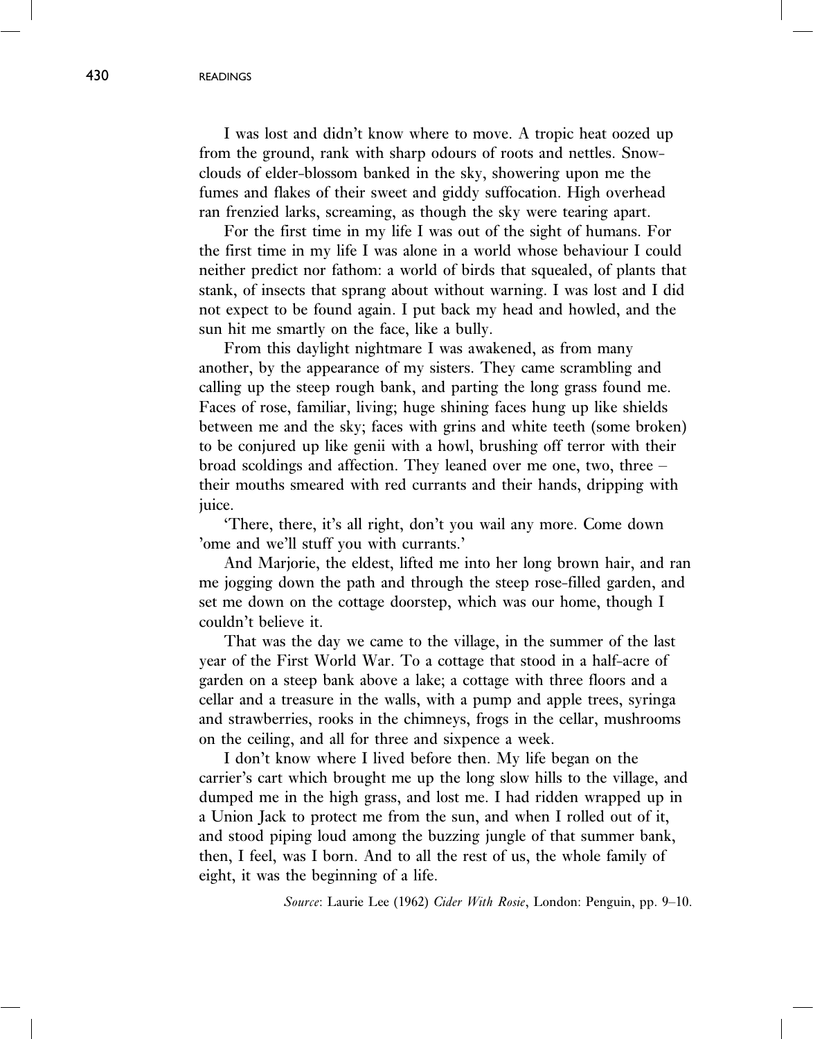I was lost and didn't know where to move. A tropic heat oozed up from the ground, rank with sharp odours of roots and nettles. Snow-clouds of elder-blossom banked in the sky, showering upon me the fumes and flakes of their sweet and giddy suffocation. High overhead ran frenzied larks, screaming, as though the sky were tearing apart.

For the first time in my life I was out of the sight of humans. For the first time in my life I was alone in a world whose behaviour I could neither predict nor fathom: a world of birds that squealed, of plants that stank, of insects that sprang about without warning. I was lost and I did not expect to be found again. I put back my head and howled, and the sun hit me smartly on the face, like a bully.

From this daylight nightmare I was awakened, as from many another, by the appearance of my sisters. They came scrambling and calling up the steep rough bank, and parting the long grass found me. Faces of rose, familiar, living; huge shining faces hung up like shields between me and the sky; faces with grins and white teeth (some broken) to be conjured up like genii with a howl, brushing off terror with their broad scoldings and affection. They leaned over me one, two, three – their mouths smeared with red currants and their hands, dripping with juice.

'There, there, it's all right, don't you wail any more. Come down 'ome and we'll stuff you with currants.'

And Marjorie, the eldest, lifted me into her long brown hair, and ran me jogging down the path and through the steep rose-filled garden, and set me down on the cottage doorstep, which was our home, though I couldn't believe it.

That was the day we came to the village, in the summer of the last year of the First World War. To a cottage that stood in a half-acre of garden on a steep bank above a lake; a cottage with three floors and a cellar and a treasure in the walls, with a pump and apple trees, syringa and strawberries, rooks in the chimneys, frogs in the cellar, mushrooms on the ceiling, and all for three and sixpence a week.

I don't know where I lived before then. My life began on the carrier's cart which brought me up the long slow hills to the village, and dumped me in the high grass, and lost me. I had ridden wrapped up in a Union Jack to protect me from the sun, and when I rolled out of it, and stood piping loud among the buzzing jungle of that summer bank, then, I feel, was I born. And to all the rest of us, the whole family of eight, it was the beginning of a life.

*Source*: Laurie Lee (1962) *Cider With Rosie*, London: Penguin, pp. 9–10.